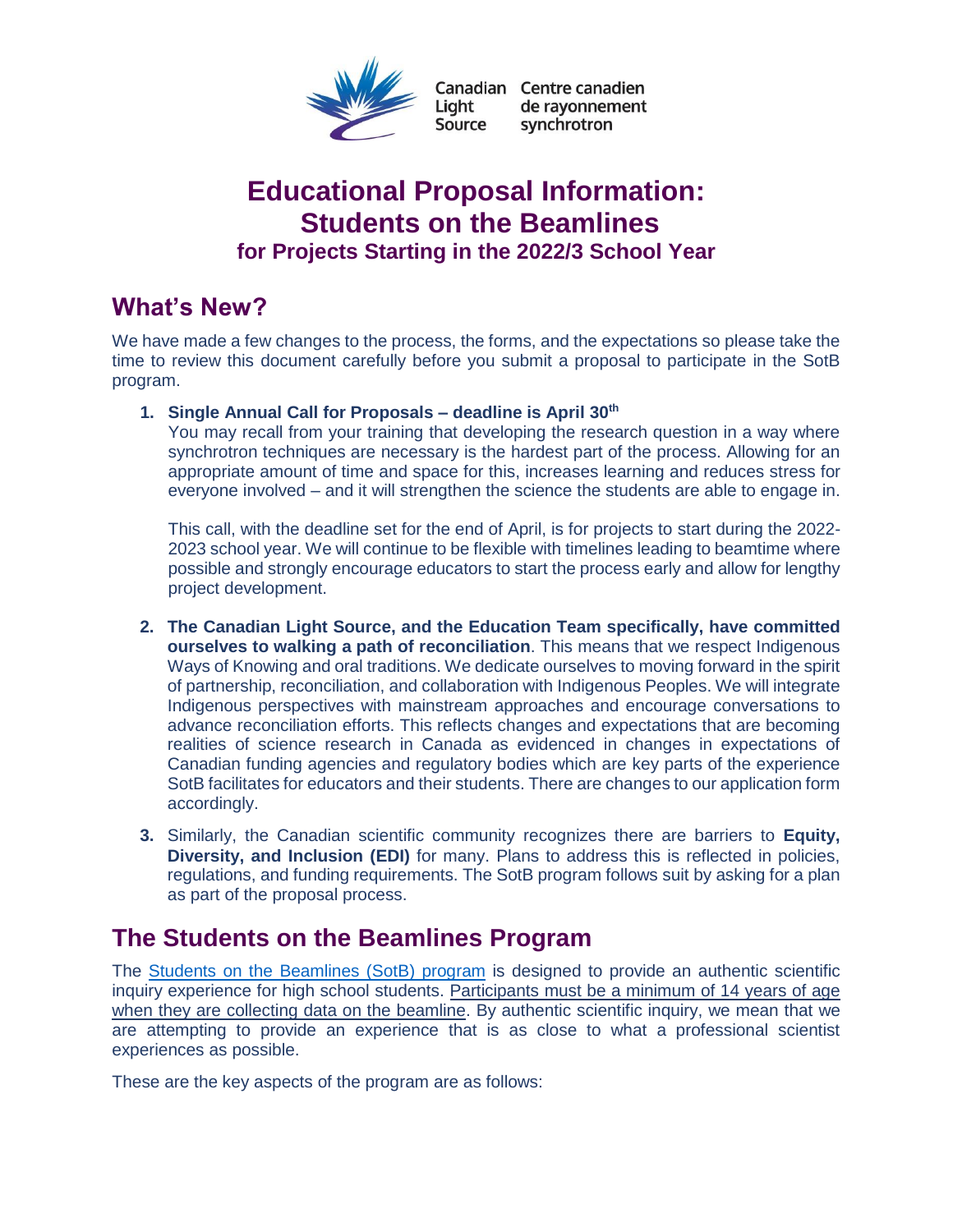Canadian Light Source | Centre canadien de rayonnement synchrotron

# Educational Proposal Information: Students on the Beamlines

### for Projects Starting in the 2022/3 School Year

## What's New?

We have made a few changes to the process, the forms, and the expectations so please take the time to review this document carefully before you submit a proposal to participate in the SotB program.

1. **Single Annual Call for Proposals – deadline is April 30th**
   You may recall from your training that developing the research question in a way where synchrotron techniques are necessary is the hardest part of the process. Allowing for an appropriate amount of time and space for this, increases learning and reduces stress for everyone involved – and it will strengthen the science the students are able to engage in.

   This call, with the deadline set for the end of April, is for projects to start during the 2022-2023 school year. We will continue to be flexible with timelines leading to beamtime where possible and strongly encourage educators to start the process early and allow for lengthy project development.

2. **The Canadian Light Source, and the Education Team specifically, have committed ourselves to walking a path of reconciliation**. This means that we respect Indigenous Ways of Knowing and oral traditions. We dedicate ourselves to moving forward in the spirit of partnership, reconciliation, and collaboration with Indigenous Peoples. We will integrate Indigenous perspectives with mainstream approaches and encourage conversations to advance reconciliation efforts. This reflects changes and expectations that are becoming realities of science research in Canada as evidenced in changes in expectations of Canadian funding agencies and regulatory bodies which are key parts of the experience SotB facilitates for educators and their students. There are changes to our application form accordingly.

3. Similarly, the Canadian scientific community recognizes there are barriers to **Equity, Diversity, and Inclusion (EDI)** for many. Plans to address this is reflected in policies, regulations, and funding requirements. The SotB program follows suit by asking for a plan as part of the proposal process.

## The Students on the Beamlines Program

The Students on the Beamlines (SotB) program is designed to provide an authentic scientific inquiry experience for high school students. Participants must be a minimum of 14 years of age when they are collecting data on the beamline. By authentic scientific inquiry, we mean that we are attempting to provide an experience that is as close to what a professional scientist experiences as possible.

These are the key aspects of the program are as follows: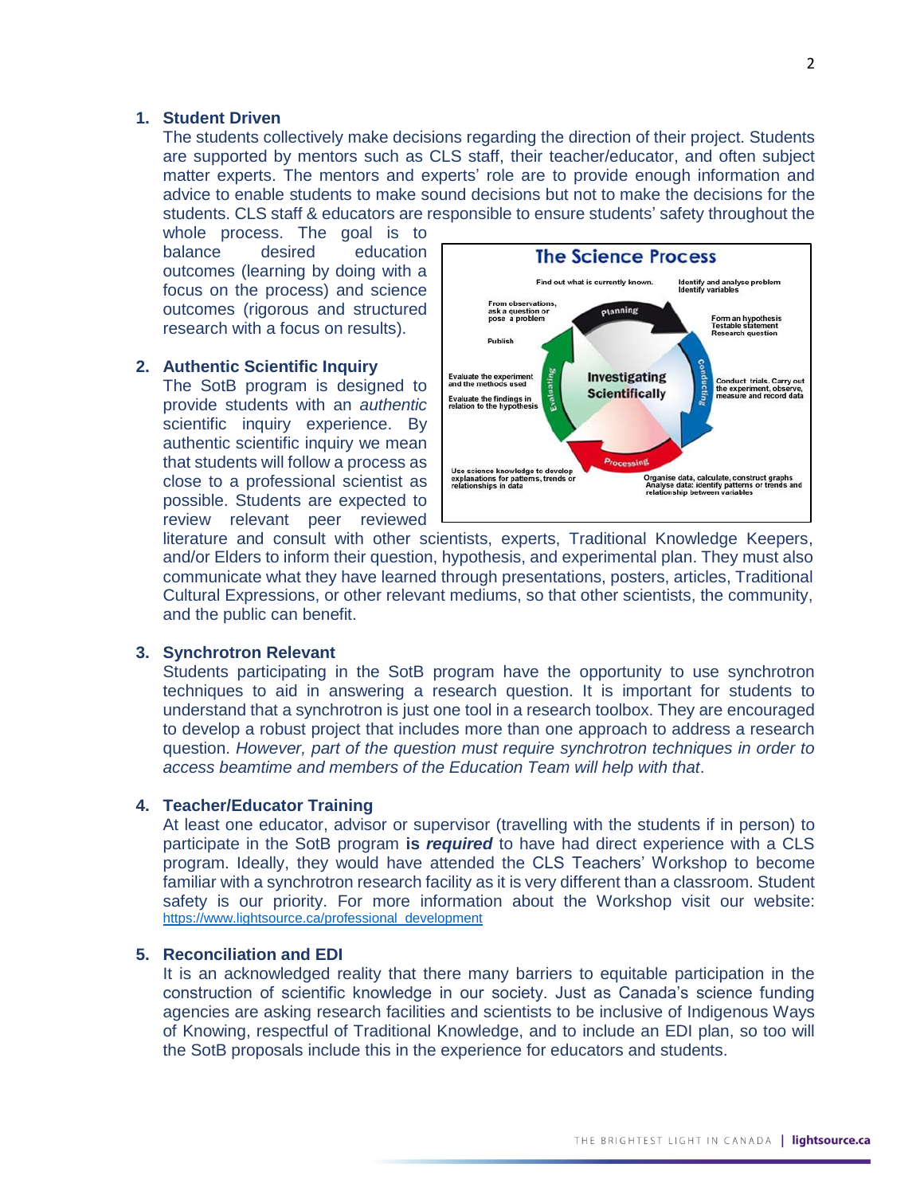1. **Student Driven**

   The students collectively make decisions regarding the direction of their project. Students are supported by mentors such as CLS staff, their teacher/educator, and often subject matter experts. The mentors and experts' role are to provide enough information and advice to enable students to make sound decisions but not to make the decisions for the students. CLS staff & educators are responsible to ensure students' safety throughout the whole process. The goal is to balance desired education outcomes (learning by doing with a focus on the process) and science outcomes (rigorous and structured research with a focus on results).

2. **Authentic Scientific Inquiry**

   The SotB program is designed to provide students with an *authentic* scientific inquiry experience. By authentic scientific inquiry we mean that students will follow a process as close to a professional scientist as possible. Students are expected to review relevant peer reviewed literature and consult with other scientists, experts, Traditional Knowledge Keepers, and/or Elders to inform their question, hypothesis, and experimental plan. They must also communicate what they have learned through presentations, posters, articles, Traditional Cultural Expressions, or other relevant mediums, so that other scientists, the community, and the public can benefit.

3. **Synchrotron Relevant**

   Students participating in the SotB program have the opportunity to use synchrotron techniques to aid in answering a research question. It is important for students to understand that a synchrotron is just one tool in a research toolbox. They are encouraged to develop a robust project that includes more than one approach to address a research question. *However, part of the question must require synchrotron techniques in order to access beamtime and members of the Education Team will help with that*.

4. **Teacher/Educator Training**

   At least one educator, advisor or supervisor (travelling with the students if in person) to participate in the SotB program **is *required*** to have had direct experience with a CLS program. Ideally, they would have attended the CLS Teachers' Workshop to become familiar with a synchrotron research facility as it is very different than a classroom. Student safety is our priority. For more information about the Workshop visit our website: https://www.lightsource.ca/professional_development

5. **Reconciliation and EDI**

   It is an acknowledged reality that there many barriers to equitable participation in the construction of scientific knowledge in our society. Just as Canada's science funding agencies are asking research facilities and scientists to be inclusive of Indigenous Ways of Knowing, respectful of Traditional Knowledge, and to include an EDI plan, so too will the SotB proposals include this in the experience for educators and students.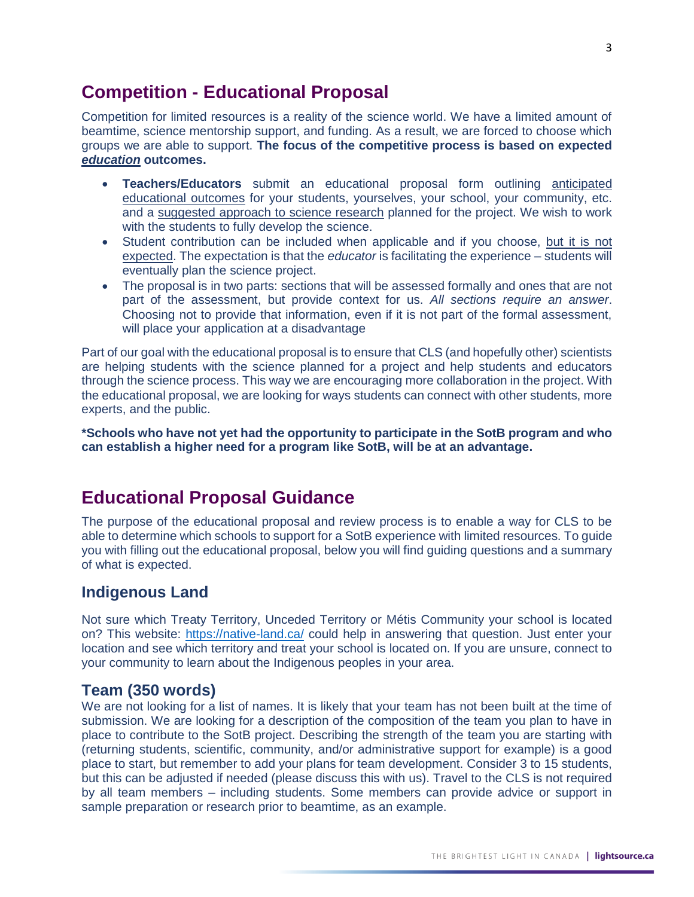## Competition - Educational Proposal

Competition for limited resources is a reality of the science world. We have a limited amount of beamtime, science mentorship support, and funding. As a result, we are forced to choose which groups we are able to support. **The focus of the competitive process is based on expected *education* outcomes.**

- **Teachers/Educators** submit an educational proposal form outlining anticipated educational outcomes for your students, yourselves, your school, your community, etc. and a suggested approach to science research planned for the project. We wish to work with the students to fully develop the science.
- Student contribution can be included when applicable and if you choose, but it is not expected. The expectation is that the *educator* is facilitating the experience – students will eventually plan the science project.
- The proposal is in two parts: sections that will be assessed formally and ones that are not part of the assessment, but provide context for us. *All sections require an answer*. Choosing not to provide that information, even if it is not part of the formal assessment, will place your application at a disadvantage

Part of our goal with the educational proposal is to ensure that CLS (and hopefully other) scientists are helping students with the science planned for a project and help students and educators through the science process. This way we are encouraging more collaboration in the project. With the educational proposal, we are looking for ways students can connect with other students, more experts, and the public.

**\*Schools who have not yet had the opportunity to participate in the SotB program and who can establish a higher need for a program like SotB, will be at an advantage.**

## Educational Proposal Guidance

The purpose of the educational proposal and review process is to enable a way for CLS to be able to determine which schools to support for a SotB experience with limited resources. To guide you with filling out the educational proposal, below you will find guiding questions and a summary of what is expected.

### Indigenous Land

Not sure which Treaty Territory, Unceded Territory or Métis Community your school is located on? This website: https://native-land.ca/ could help in answering that question. Just enter your location and see which territory and treat your school is located on. If you are unsure, connect to your community to learn about the Indigenous peoples in your area.

### Team (350 words)

We are not looking for a list of names. It is likely that your team has not been built at the time of submission. We are looking for a description of the composition of the team you plan to have in place to contribute to the SotB project. Describing the strength of the team you are starting with (returning students, scientific, community, and/or administrative support for example) is a good place to start, but remember to add your plans for team development. Consider 3 to 15 students, but this can be adjusted if needed (please discuss this with us). Travel to the CLS is not required by all team members – including students. Some members can provide advice or support in sample preparation or research prior to beamtime, as an example.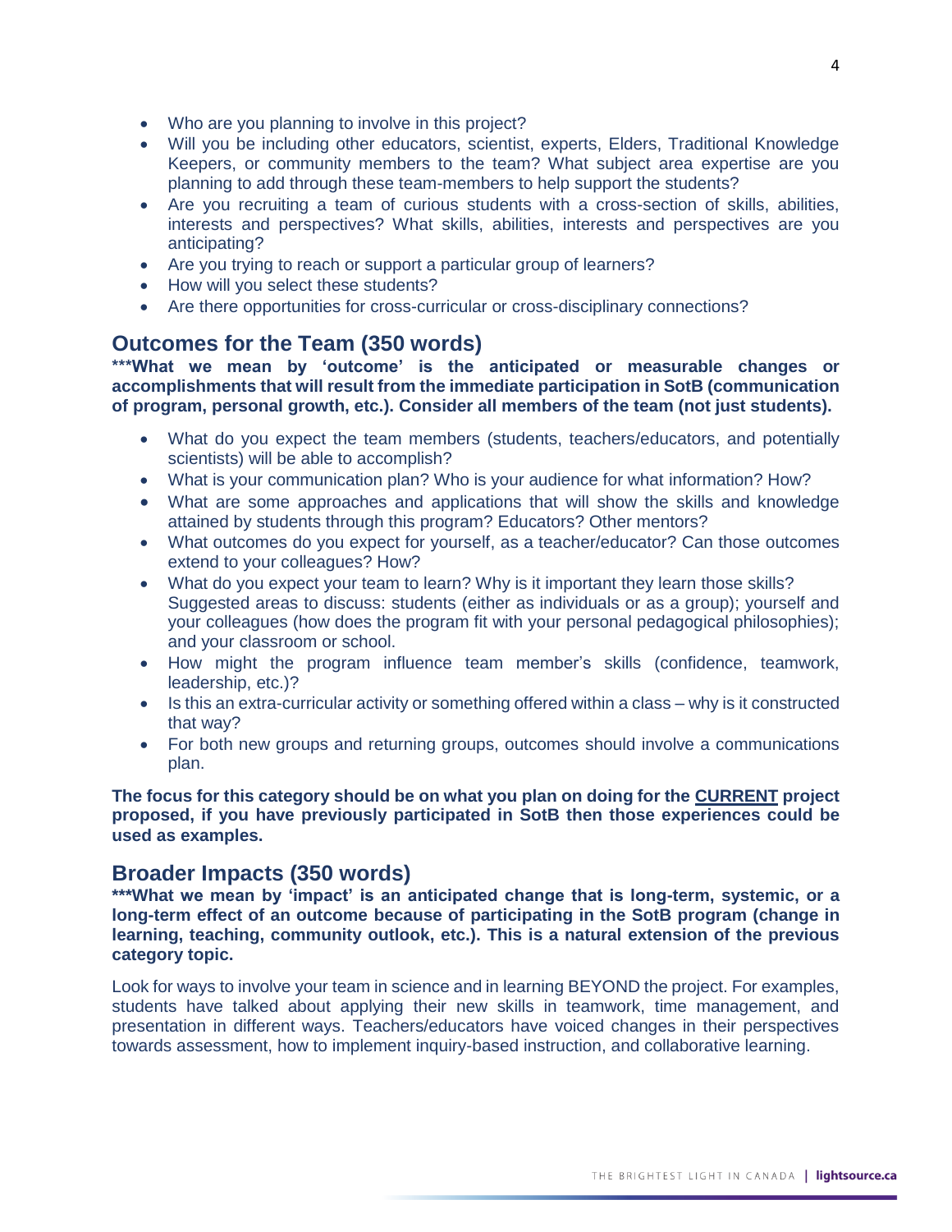- Who are you planning to involve in this project?
- Will you be including other educators, scientist, experts, Elders, Traditional Knowledge Keepers, or community members to the team? What subject area expertise are you planning to add through these team-members to help support the students?
- Are you recruiting a team of curious students with a cross-section of skills, abilities, interests and perspectives? What skills, abilities, interests and perspectives are you anticipating?
- Are you trying to reach or support a particular group of learners?
- How will you select these students?
- Are there opportunities for cross-curricular or cross-disciplinary connections?

## Outcomes for the Team (350 words)

**\*\*\*What we mean by 'outcome' is the anticipated or measurable changes or accomplishments that will result from the immediate participation in SotB (communication of program, personal growth, etc.). Consider all members of the team (not just students).**

- What do you expect the team members (students, teachers/educators, and potentially scientists) will be able to accomplish?
- What is your communication plan? Who is your audience for what information? How?
- What are some approaches and applications that will show the skills and knowledge attained by students through this program? Educators? Other mentors?
- What outcomes do you expect for yourself, as a teacher/educator? Can those outcomes extend to your colleagues? How?
- What do you expect your team to learn? Why is it important they learn those skills? Suggested areas to discuss: students (either as individuals or as a group); yourself and your colleagues (how does the program fit with your personal pedagogical philosophies); and your classroom or school.
- How might the program influence team member's skills (confidence, teamwork, leadership, etc.)?
- Is this an extra-curricular activity or something offered within a class – why is it constructed that way?
- For both new groups and returning groups, outcomes should involve a communications plan.

**The focus for this category should be on what you plan on doing for the <u>CURRENT</u> project proposed, if you have previously participated in SotB then those experiences could be used as examples.**

## Broader Impacts (350 words)

**\*\*\*What we mean by 'impact' is an anticipated change that is long-term, systemic, or a long-term effect of an outcome because of participating in the SotB program (change in learning, teaching, community outlook, etc.). This is a natural extension of the previous category topic.**

Look for ways to involve your team in science and in learning BEYOND the project. For examples, students have talked about applying their new skills in teamwork, time management, and presentation in different ways. Teachers/educators have voiced changes in their perspectives towards assessment, how to implement inquiry-based instruction, and collaborative learning.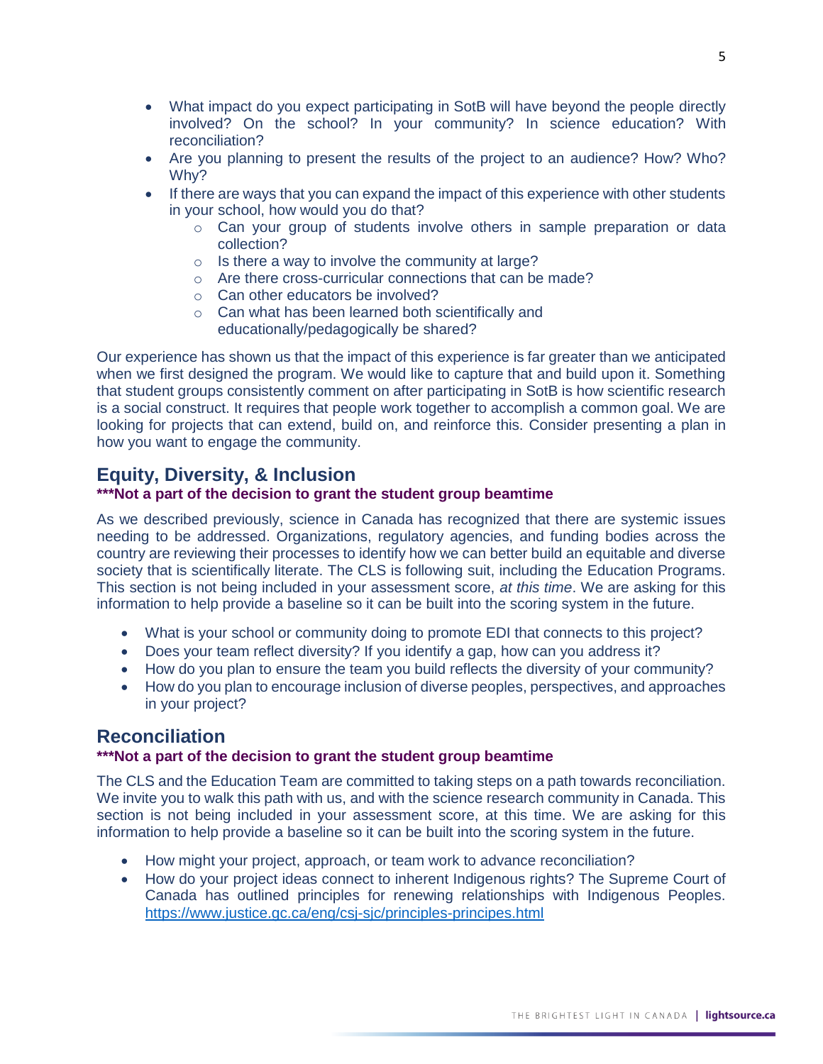- What impact do you expect participating in SotB will have beyond the people directly involved? On the school? In your community? In science education? With reconciliation?
- Are you planning to present the results of the project to an audience? How? Who? Why?
- If there are ways that you can expand the impact of this experience with other students in your school, how would you do that?
  - Can your group of students involve others in sample preparation or data collection?
  - Is there a way to involve the community at large?
  - Are there cross-curricular connections that can be made?
  - Can other educators be involved?
  - Can what has been learned both scientifically and educationally/pedagogically be shared?

Our experience has shown us that the impact of this experience is far greater than we anticipated when we first designed the program. We would like to capture that and build upon it. Something that student groups consistently comment on after participating in SotB is how scientific research is a social construct. It requires that people work together to accomplish a common goal. We are looking for projects that can extend, build on, and reinforce this. Consider presenting a plan in how you want to engage the community.

## Equity, Diversity, & Inclusion

**\*\*\*Not a part of the decision to grant the student group beamtime**

As we described previously, science in Canada has recognized that there are systemic issues needing to be addressed. Organizations, regulatory agencies, and funding bodies across the country are reviewing their processes to identify how we can better build an equitable and diverse society that is scientifically literate. The CLS is following suit, including the Education Programs. This section is not being included in your assessment score, *at this time*. We are asking for this information to help provide a baseline so it can be built into the scoring system in the future.

- What is your school or community doing to promote EDI that connects to this project?
- Does your team reflect diversity? If you identify a gap, how can you address it?
- How do you plan to ensure the team you build reflects the diversity of your community?
- How do you plan to encourage inclusion of diverse peoples, perspectives, and approaches in your project?

## Reconciliation

**\*\*\*Not a part of the decision to grant the student group beamtime**

The CLS and the Education Team are committed to taking steps on a path towards reconciliation. We invite you to walk this path with us, and with the science research community in Canada. This section is not being included in your assessment score, at this time. We are asking for this information to help provide a baseline so it can be built into the scoring system in the future.

- How might your project, approach, or team work to advance reconciliation?
- How do your project ideas connect to inherent Indigenous rights? The Supreme Court of Canada has outlined principles for renewing relationships with Indigenous Peoples. https://www.justice.gc.ca/eng/csj-sjc/principles-principes.html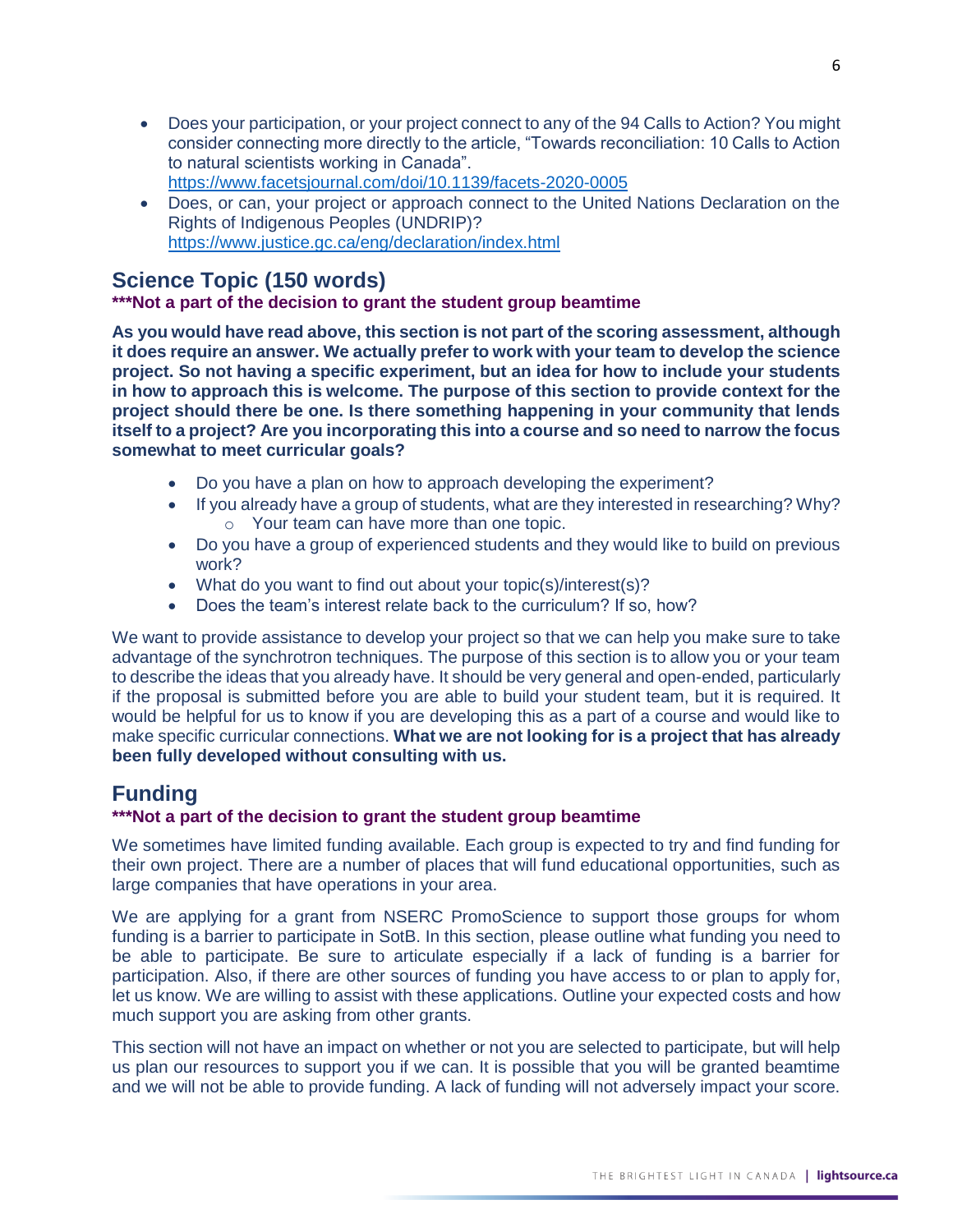- Does your participation, or your project connect to any of the 94 Calls to Action? You might consider connecting more directly to the article, "Towards reconciliation: 10 Calls to Action to natural scientists working in Canada". https://www.facetsjournal.com/doi/10.1139/facets-2020-0005
- Does, or can, your project or approach connect to the United Nations Declaration on the Rights of Indigenous Peoples (UNDRIP)? https://www.justice.gc.ca/eng/declaration/index.html

## Science Topic (150 words)

**\*\*\*Not a part of the decision to grant the student group beamtime**

**As you would have read above, this section is not part of the scoring assessment, although it does require an answer. We actually prefer to work with your team to develop the science project. So not having a specific experiment, but an idea for how to include your students in how to approach this is welcome. The purpose of this section to provide context for the project should there be one. Is there something happening in your community that lends itself to a project? Are you incorporating this into a course and so need to narrow the focus somewhat to meet curricular goals?**

- Do you have a plan on how to approach developing the experiment?
- If you already have a group of students, what are they interested in researching? Why?
  - Your team can have more than one topic.
- Do you have a group of experienced students and they would like to build on previous work?
- What do you want to find out about your topic(s)/interest(s)?
- Does the team's interest relate back to the curriculum? If so, how?

We want to provide assistance to develop your project so that we can help you make sure to take advantage of the synchrotron techniques. The purpose of this section is to allow you or your team to describe the ideas that you already have. It should be very general and open-ended, particularly if the proposal is submitted before you are able to build your student team, but it is required. It would be helpful for us to know if you are developing this as a part of a course and would like to make specific curricular connections. **What we are not looking for is a project that has already been fully developed without consulting with us.**

## Funding

**\*\*\*Not a part of the decision to grant the student group beamtime**

We sometimes have limited funding available. Each group is expected to try and find funding for their own project. There are a number of places that will fund educational opportunities, such as large companies that have operations in your area.

We are applying for a grant from NSERC PromoScience to support those groups for whom funding is a barrier to participate in SotB. In this section, please outline what funding you need to be able to participate. Be sure to articulate especially if a lack of funding is a barrier for participation. Also, if there are other sources of funding you have access to or plan to apply for, let us know. We are willing to assist with these applications. Outline your expected costs and how much support you are asking from other grants.

This section will not have an impact on whether or not you are selected to participate, but will help us plan our resources to support you if we can. It is possible that you will be granted beamtime and we will not be able to provide funding. A lack of funding will not adversely impact your score.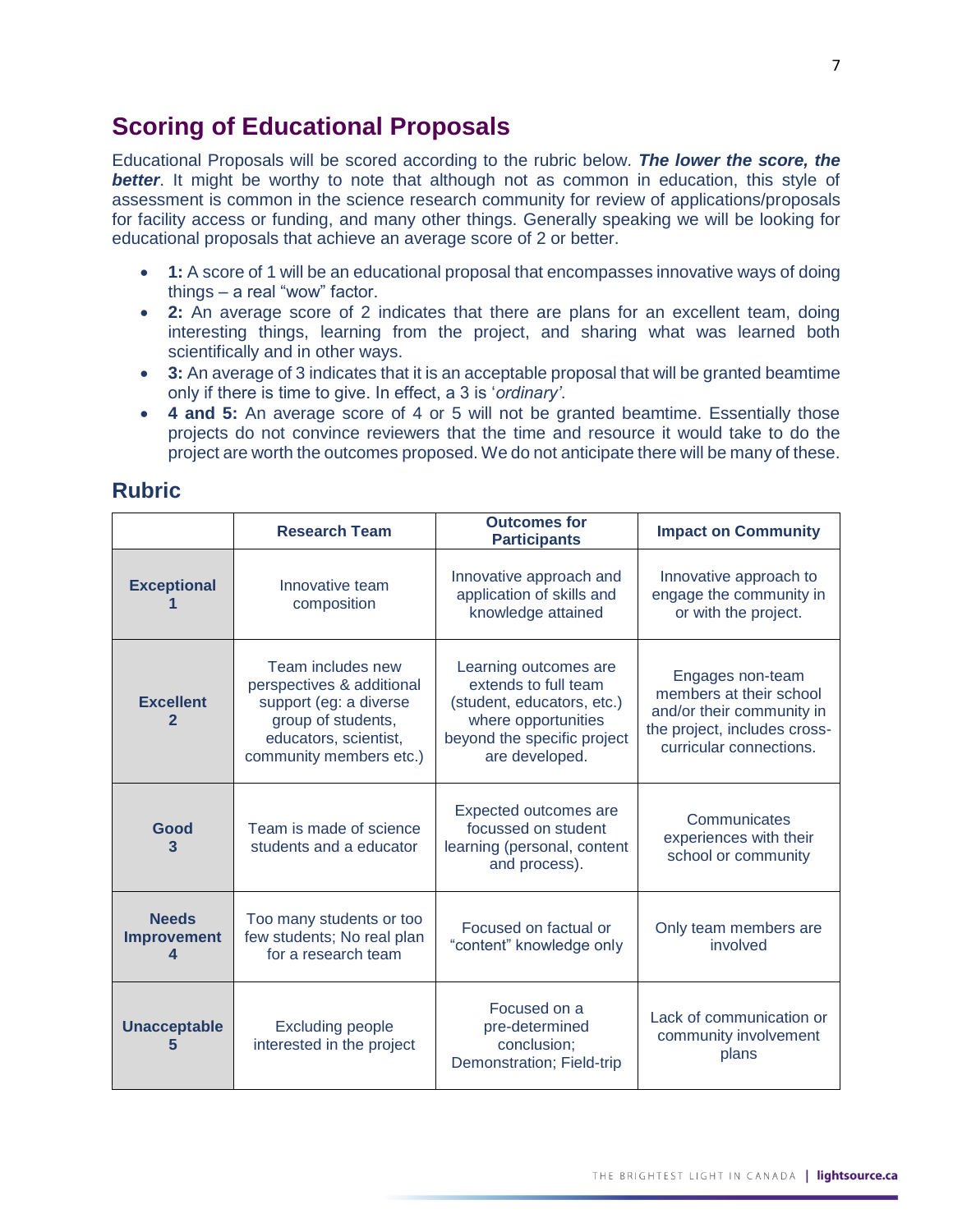## Scoring of Educational Proposals

Educational Proposals will be scored according to the rubric below. ***The lower the score, the better***. It might be worthy to note that although not as common in education, this style of assessment is common in the science research community for review of applications/proposals for facility access or funding, and many other things. Generally speaking we will be looking for educational proposals that achieve an average score of 2 or better.

- **1:** A score of 1 will be an educational proposal that encompasses innovative ways of doing things – a real "wow" factor.
- **2:** An average score of 2 indicates that there are plans for an excellent team, doing interesting things, learning from the project, and sharing what was learned both scientifically and in other ways.
- **3:** An average of 3 indicates that it is an acceptable proposal that will be granted beamtime only if there is time to give. In effect, a 3 is '*ordinary'*.
- **4 and 5:** An average score of 4 or 5 will not be granted beamtime. Essentially those projects do not convince reviewers that the time and resource it would take to do the project are worth the outcomes proposed. We do not anticipate there will be many of these.

### Rubric

| | Research Team | Outcomes for Participants | Impact on Community |
|---|---|---|---|
| **Exceptional 1** | Innovative team composition | Innovative approach and application of skills and knowledge attained | Innovative approach to engage the community in or with the project. |
| **Excellent 2** | Team includes new perspectives & additional support (eg: a diverse group of students, educators, scientist, community members etc.) | Learning outcomes are extends to full team (student, educators, etc.) where opportunities beyond the specific project are developed. | Engages non-team members at their school and/or their community in the project, includes cross-curricular connections. |
| **Good 3** | Team is made of science students and a educator | Expected outcomes are focussed on student learning (personal, content and process). | Communicates experiences with their school or community |
| **Needs Improvement 4** | Too many students or too few students; No real plan for a research team | Focused on factual or "content" knowledge only | Only team members are involved |
| **Unacceptable 5** | Excluding people interested in the project | Focused on a pre-determined conclusion; Demonstration; Field-trip | Lack of communication or community involvement plans |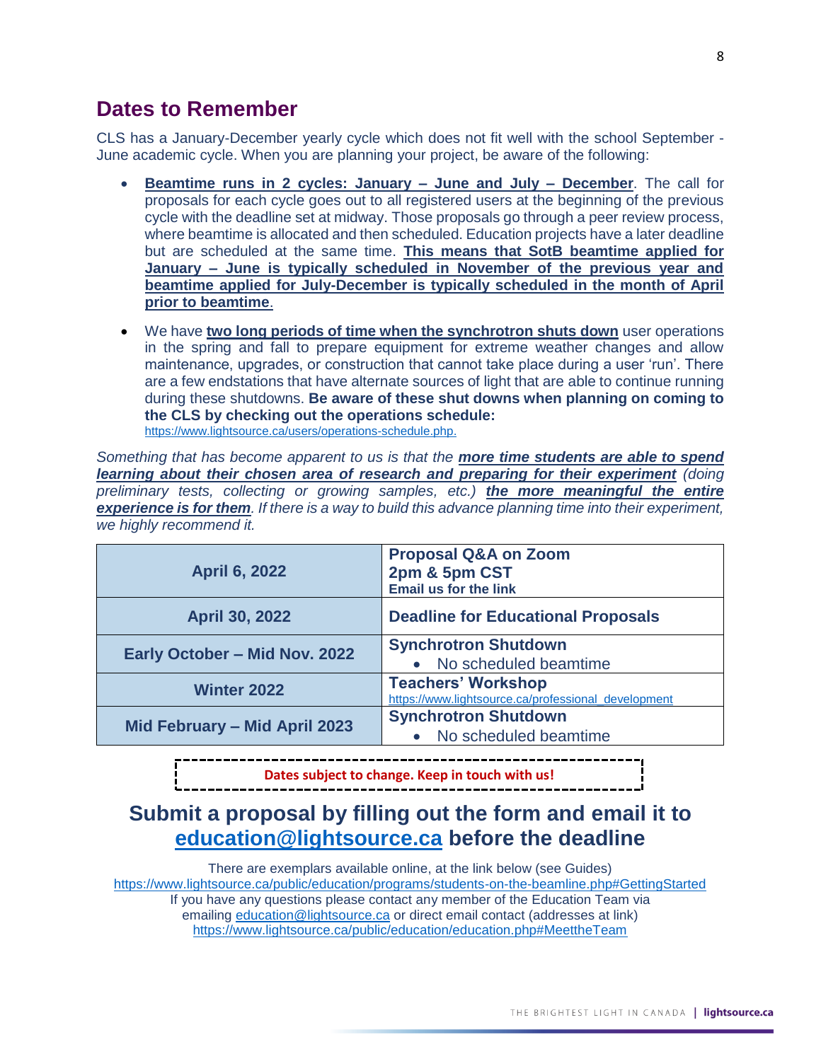## Dates to Remember

CLS has a January-December yearly cycle which does not fit well with the school September - June academic cycle. When you are planning your project, be aware of the following:

- **Beamtime runs in 2 cycles: January – June and July – December**. The call for proposals for each cycle goes out to all registered users at the beginning of the previous cycle with the deadline set at midway. Those proposals go through a peer review process, where beamtime is allocated and then scheduled. Education projects have a later deadline but are scheduled at the same time. **This means that SotB beamtime applied for January – June is typically scheduled in November of the previous year and beamtime applied for July-December is typically scheduled in the month of April prior to beamtime**.
- We have **two long periods of time when the synchrotron shuts down** user operations in the spring and fall to prepare equipment for extreme weather changes and allow maintenance, upgrades, or construction that cannot take place during a user 'run'. There are a few endstations that have alternate sources of light that are able to continue running during these shutdowns. **Be aware of these shut downs when planning on coming to the CLS by checking out the operations schedule:** https://www.lightsource.ca/users/operations-schedule.php.

*Something that has become apparent to us is that the **more time students are able to spend learning about their chosen area of research and preparing for their experiment** (doing preliminary tests, collecting or growing samples, etc.) **the more meaningful the entire experience is for them**. If there is a way to build this advance planning time into their experiment, we highly recommend it.*

| | |
|---|---|
| **April 6, 2022** | **Proposal Q&A on Zoom**<br>**2pm & 5pm CST**<br>**Email us for the link** |
| **April 30, 2022** | **Deadline for Educational Proposals** |
| **Early October – Mid Nov. 2022** | **Synchrotron Shutdown**<br>• No scheduled beamtime |
| **Winter 2022** | **Teachers' Workshop**<br>https://www.lightsource.ca/professional_development |
| **Mid February – Mid April 2023** | **Synchrotron Shutdown**<br>• No scheduled beamtime |

**Dates subject to change. Keep in touch with us!**

## Submit a proposal by filling out the form and email it to education@lightsource.ca before the deadline

There are exemplars available online, at the link below (see Guides)
https://www.lightsource.ca/public/education/programs/students-on-the-beamline.php#GettingStarted
If you have any questions please contact any member of the Education Team via emailing education@lightsource.ca or direct email contact (addresses at link)
https://www.lightsource.ca/public/education/education.php#MeettheTeam